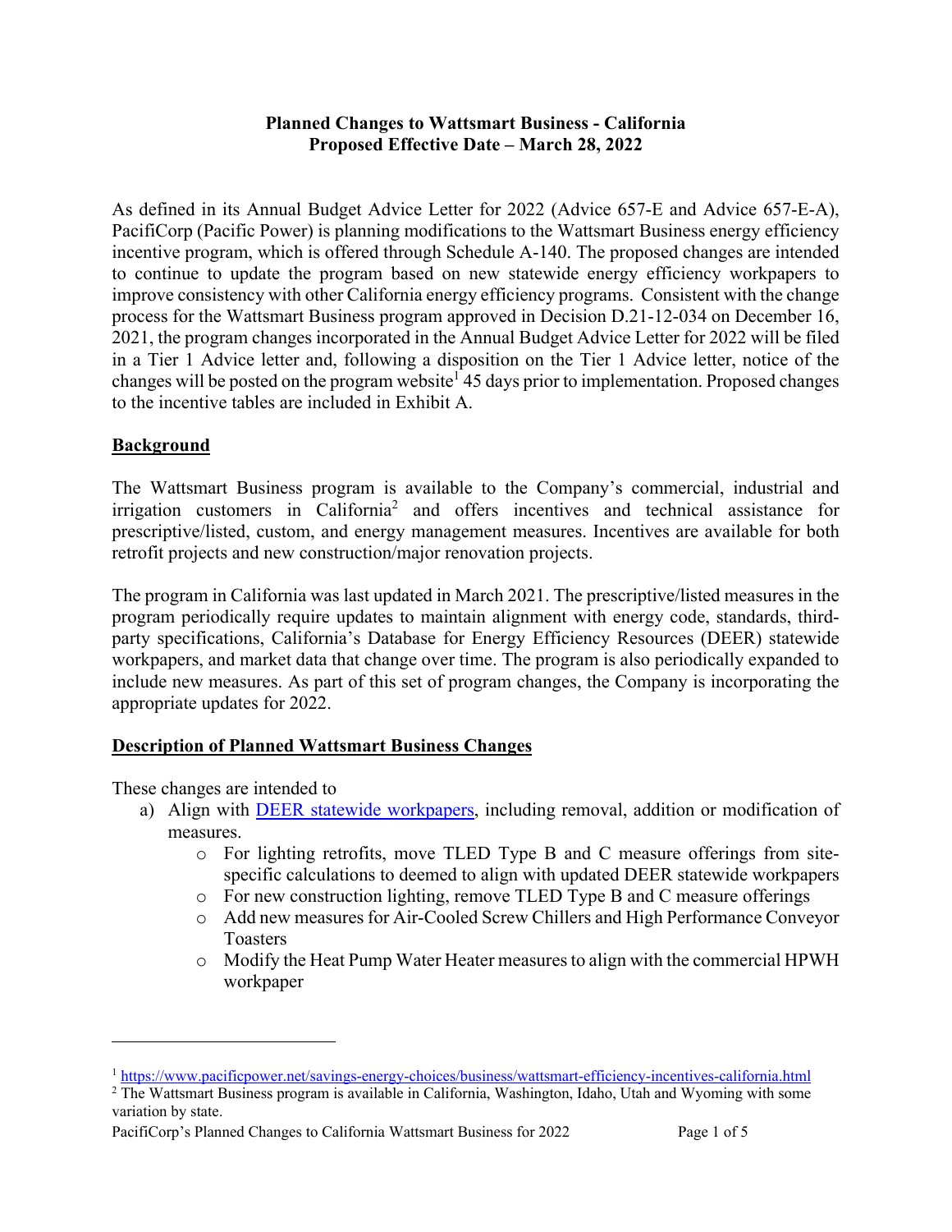# Planned Changes to Wattsmart Business - California
# Proposed Effective Date – March 28, 2022

As defined in its Annual Budget Advice Letter for 2022 (Advice 657-E and Advice 657-E-A), PacifiCorp (Pacific Power) is planning modifications to the Wattsmart Business energy efficiency incentive program, which is offered through Schedule A-140. The proposed changes are intended to continue to update the program based on new statewide energy efficiency workpapers to improve consistency with other California energy efficiency programs. Consistent with the change process for the Wattsmart Business program approved in Decision D.21-12-034 on December 16, 2021, the program changes incorporated in the Annual Budget Advice Letter for 2022 will be filed in a Tier 1 Advice letter and, following a disposition on the Tier 1 Advice letter, notice of the changes will be posted on the program website[1] 45 days prior to implementation. Proposed changes to the incentive tables are included in Exhibit A.

## Background

The Wattsmart Business program is available to the Company's commercial, industrial and irrigation customers in California[2] and offers incentives and technical assistance for prescriptive/listed, custom, and energy management measures. Incentives are available for both retrofit projects and new construction/major renovation projects.

The program in California was last updated in March 2021. The prescriptive/listed measures in the program periodically require updates to maintain alignment with energy code, standards, third-party specifications, California's Database for Energy Efficiency Resources (DEER) statewide workpapers, and market data that change over time. The program is also periodically expanded to include new measures. As part of this set of program changes, the Company is incorporating the appropriate updates for 2022.

## Description of Planned Wattsmart Business Changes

These changes are intended to

a) Align with DEER statewide workpapers, including removal, addition or modification of measures.
   - For lighting retrofits, move TLED Type B and C measure offerings from site-specific calculations to deemed to align with updated DEER statewide workpapers
   - For new construction lighting, remove TLED Type B and C measure offerings
   - Add new measures for Air-Cooled Screw Chillers and High Performance Conveyor Toasters
   - Modify the Heat Pump Water Heater measures to align with the commercial HPWH workpaper

---

[1] https://www.pacificpower.net/savings-energy-choices/business/wattsmart-efficiency-incentives-california.html

[2] The Wattsmart Business program is available in California, Washington, Idaho, Utah and Wyoming with some variation by state.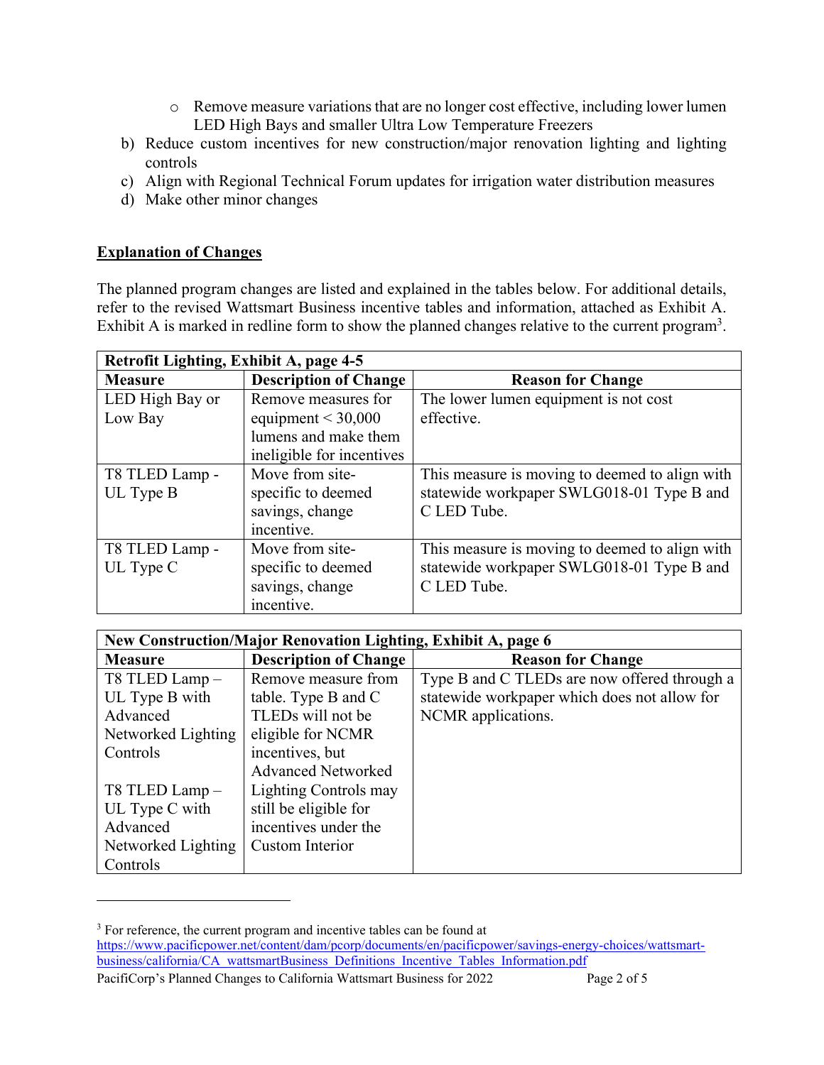- Remove measure variations that are no longer cost effective, including lower lumen LED High Bays and smaller Ultra Low Temperature Freezers

b) Reduce custom incentives for new construction/major renovation lighting and lighting controls

c) Align with Regional Technical Forum updates for irrigation water distribution measures

d) Make other minor changes

**Explanation of Changes**

The planned program changes are listed and explained in the tables below. For additional details, refer to the revised Wattsmart Business incentive tables and information, attached as Exhibit A. Exhibit A is marked in redline form to show the planned changes relative to the current program[3].

| **Retrofit Lighting, Exhibit A, page 4-5** | | |
|---|---|---|
| **Measure** | **Description of Change** | **Reason for Change** |
| LED High Bay or Low Bay | Remove measures for equipment < 30,000 lumens and make them ineligible for incentives | The lower lumen equipment is not cost effective. |
| T8 TLED Lamp - UL Type B | Move from site-specific to deemed savings, change incentive. | This measure is moving to deemed to align with statewide workpaper SWLG018-01 Type B and C LED Tube. |
| T8 TLED Lamp - UL Type C | Move from site-specific to deemed savings, change incentive. | This measure is moving to deemed to align with statewide workpaper SWLG018-01 Type B and C LED Tube. |

| **New Construction/Major Renovation Lighting, Exhibit A, page 6** | | |
|---|---|---|
| **Measure** | **Description of Change** | **Reason for Change** |
| T8 TLED Lamp – UL Type B with Advanced Networked Lighting Controls<br><br>T8 TLED Lamp – UL Type C with Advanced Networked Lighting Controls | Remove measure from table. Type B and C TLEDs will not be eligible for NCMR incentives, but Advanced Networked Lighting Controls may still be eligible for incentives under the Custom Interior | Type B and C TLEDs are now offered through a statewide workpaper which does not allow for NCMR applications. |

[3] For reference, the current program and incentive tables can be found at https://www.pacificpower.net/content/dam/pcorp/documents/en/pacificpower/savings-energy-choices/wattsmart-business/california/CA_wattsmartBusiness_Definitions_Incentive_Tables_Information.pdf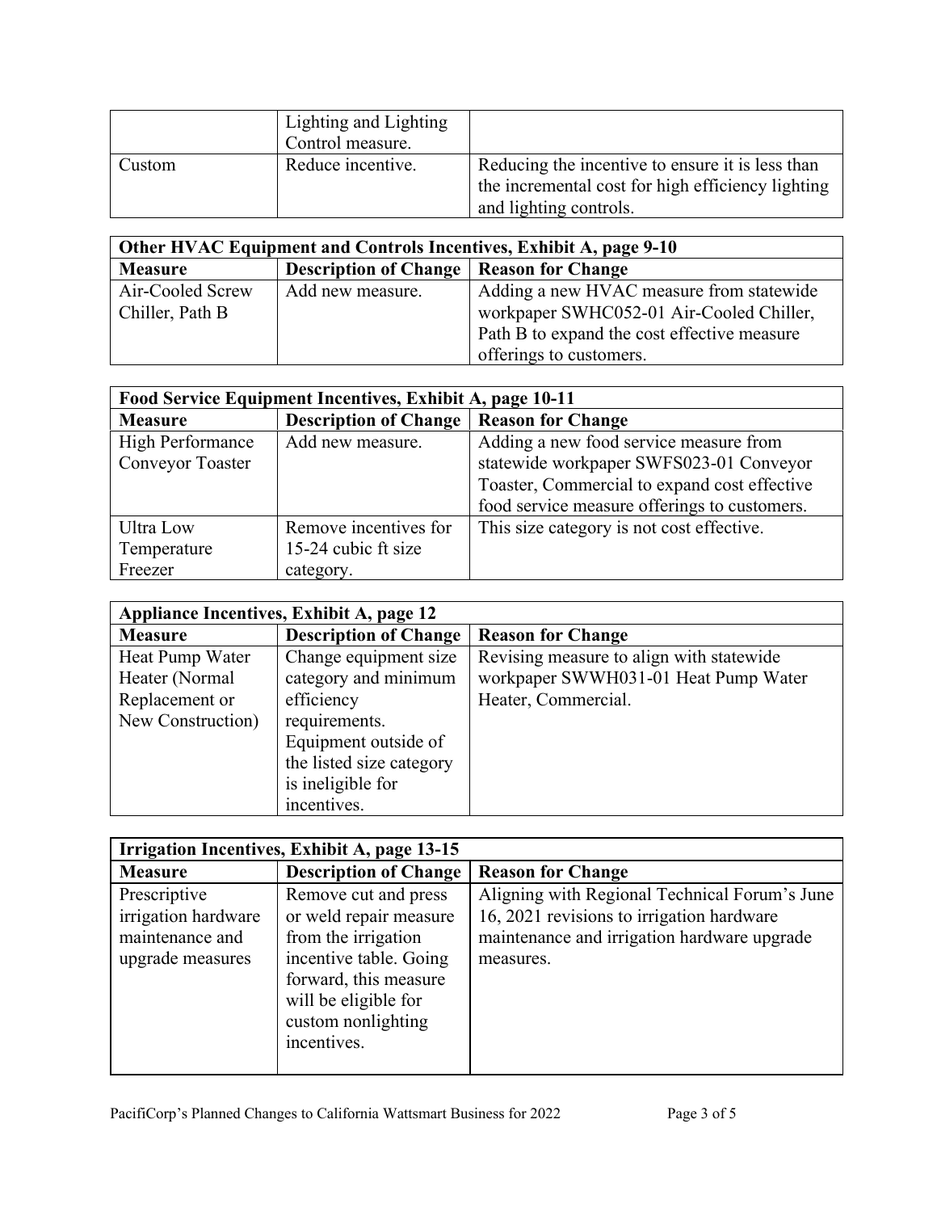| | Lighting and Lighting Control measure. | |
|---|---|---|
| Custom | Reduce incentive. | Reducing the incentive to ensure it is less than the incremental cost for high efficiency lighting and lighting controls. |

| **Other HVAC Equipment and Controls Incentives, Exhibit A, page 9-10** | | |
|---|---|---|
| **Measure** | **Description of Change** | **Reason for Change** |
| Air-Cooled Screw Chiller, Path B | Add new measure. | Adding a new HVAC measure from statewide workpaper SWHC052-01 Air-Cooled Chiller, Path B to expand the cost effective measure offerings to customers. |

| **Food Service Equipment Incentives, Exhibit A, page 10-11** | | |
|---|---|---|
| **Measure** | **Description of Change** | **Reason for Change** |
| High Performance Conveyor Toaster | Add new measure. | Adding a new food service measure from statewide workpaper SWFS023-01 Conveyor Toaster, Commercial to expand cost effective food service measure offerings to customers. |
| Ultra Low Temperature Freezer | Remove incentives for 15-24 cubic ft size category. | This size category is not cost effective. |

| **Appliance Incentives, Exhibit A, page 12** | | |
|---|---|---|
| **Measure** | **Description of Change** | **Reason for Change** |
| Heat Pump Water Heater (Normal Replacement or New Construction) | Change equipment size category and minimum efficiency requirements. Equipment outside of the listed size category is ineligible for incentives. | Revising measure to align with statewide workpaper SWWH031-01 Heat Pump Water Heater, Commercial. |

| **Irrigation Incentives, Exhibit A, page 13-15** | | |
|---|---|---|
| **Measure** | **Description of Change** | **Reason for Change** |
| Prescriptive irrigation hardware maintenance and upgrade measures | Remove cut and press or weld repair measure from the irrigation incentive table. Going forward, this measure will be eligible for custom nonlighting incentives. | Aligning with Regional Technical Forum's June 16, 2021 revisions to irrigation hardware maintenance and irrigation hardware upgrade measures. |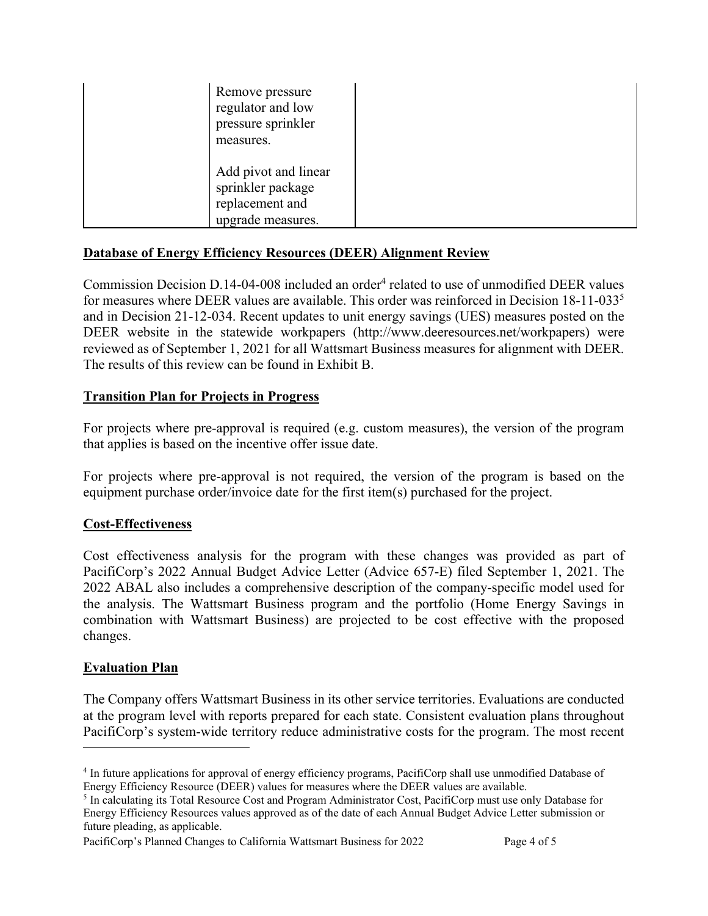| | | |
|---|---|---|
| | Remove pressure regulator and low pressure sprinkler measures.<br><br>Add pivot and linear sprinkler package replacement and upgrade measures. | |

**Database of Energy Efficiency Resources (DEER) Alignment Review**

Commission Decision D.14-04-008 included an order[4] related to use of unmodified DEER values for measures where DEER values are available. This order was reinforced in Decision 18-11-033[5] and in Decision 21-12-034. Recent updates to unit energy savings (UES) measures posted on the DEER website in the statewide workpapers (http://www.deeresources.net/workpapers) were reviewed as of September 1, 2021 for all Wattsmart Business measures for alignment with DEER. The results of this review can be found in Exhibit B.

**Transition Plan for Projects in Progress**

For projects where pre-approval is required (e.g. custom measures), the version of the program that applies is based on the incentive offer issue date.

For projects where pre-approval is not required, the version of the program is based on the equipment purchase order/invoice date for the first item(s) purchased for the project.

**Cost-Effectiveness**

Cost effectiveness analysis for the program with these changes was provided as part of PacifiCorp's 2022 Annual Budget Advice Letter (Advice 657-E) filed September 1, 2021. The 2022 ABAL also includes a comprehensive description of the company-specific model used for the analysis. The Wattsmart Business program and the portfolio (Home Energy Savings in combination with Wattsmart Business) are projected to be cost effective with the proposed changes.

**Evaluation Plan**

The Company offers Wattsmart Business in its other service territories. Evaluations are conducted at the program level with reports prepared for each state. Consistent evaluation plans throughout PacifiCorp's system-wide territory reduce administrative costs for the program. The most recent

[4] In future applications for approval of energy efficiency programs, PacifiCorp shall use unmodified Database of Energy Efficiency Resource (DEER) values for measures where the DEER values are available.

[5] In calculating its Total Resource Cost and Program Administrator Cost, PacifiCorp must use only Database for Energy Efficiency Resources values approved as of the date of each Annual Budget Advice Letter submission or future pleading, as applicable.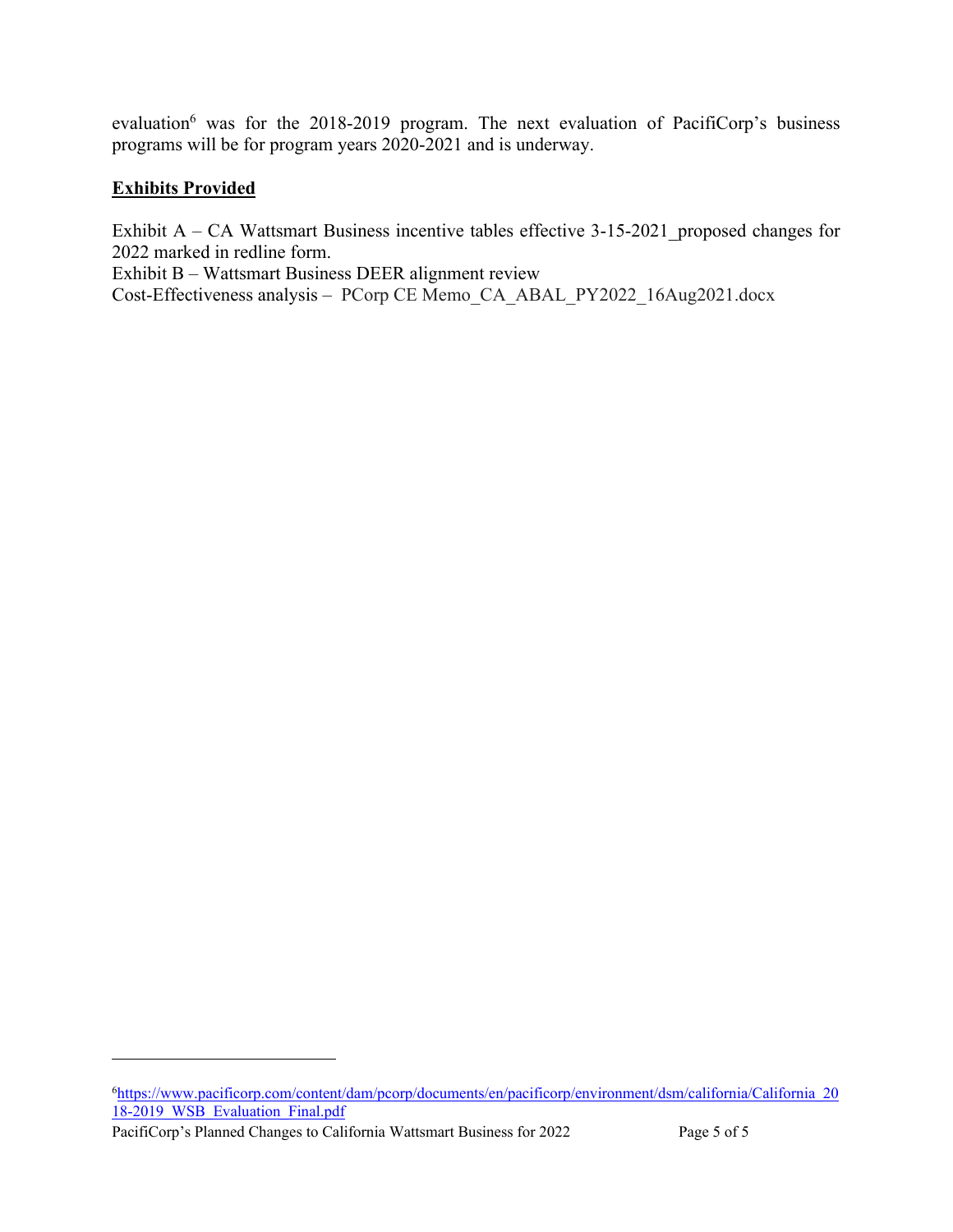evaluation[6] was for the 2018-2019 program. The next evaluation of PacifiCorp's business programs will be for program years 2020-2021 and is underway.

## Exhibits Provided

Exhibit A – CA Wattsmart Business incentive tables effective 3-15-2021_proposed changes for 2022 marked in redline form.
Exhibit B – Wattsmart Business DEER alignment review
Cost-Effectiveness analysis – PCorp CE Memo_CA_ABAL_PY2022_16Aug2021.docx

---

[6] https://www.pacificorp.com/content/dam/pcorp/documents/en/pacificorp/environment/dsm/california/California_2018-2019_WSB_Evaluation_Final.pdf